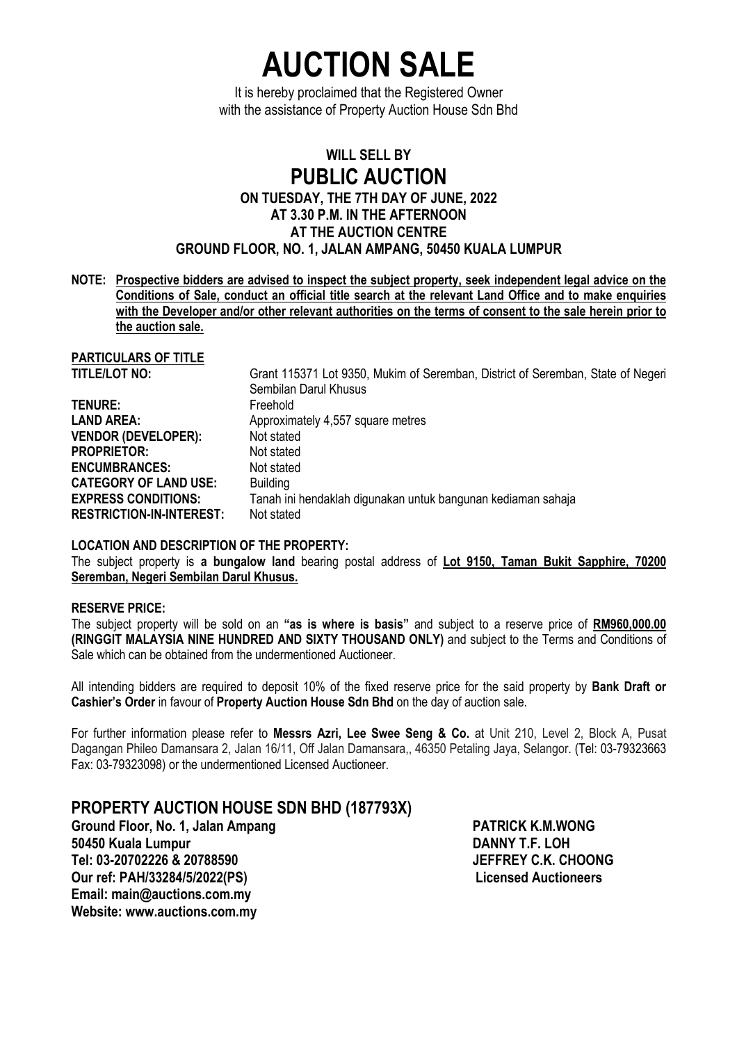# AUCTION SALE

It is hereby proclaimed that the Registered Owner
with the assistance of Property Auction House Sdn Bhd

## WILL SELL BY

# PUBLIC AUCTION

### ON TUESDAY, THE 7TH DAY OF JUNE, 2022
### AT 3.30 P.M. IN THE AFTERNOON
### AT THE AUCTION CENTRE
### GROUND FLOOR, NO. 1, JALAN AMPANG, 50450 KUALA LUMPUR

**NOTE: Prospective bidders are advised to inspect the subject property, seek independent legal advice on the Conditions of Sale, conduct an official title search at the relevant Land Office and to make enquiries with the Developer and/or other relevant authorities on the terms of consent to the sale herein prior to the auction sale.**

**PARTICULARS OF TITLE**

| | |
|---|---|
| **TITLE/LOT NO:** | Grant 115371 Lot 9350, Mukim of Seremban, District of Seremban, State of Negeri Sembilan Darul Khusus |
| **TENURE:** | Freehold |
| **LAND AREA:** | Approximately 4,557 square metres |
| **VENDOR (DEVELOPER):** | Not stated |
| **PROPRIETOR:** | Not stated |
| **ENCUMBRANCES:** | Not stated |
| **CATEGORY OF LAND USE:** | Building |
| **EXPRESS CONDITIONS:** | Tanah ini hendaklah digunakan untuk bangunan kediaman sahaja |
| **RESTRICTION-IN-INTEREST:** | Not stated |

**LOCATION AND DESCRIPTION OF THE PROPERTY:**

The subject property is **a bungalow land** bearing postal address of **Lot 9150, Taman Bukit Sapphire, 70200 Seremban, Negeri Sembilan Darul Khusus.**

**RESERVE PRICE:**

The subject property will be sold on an **"as is where is basis"** and subject to a reserve price of **RM960,000.00 (RINGGIT MALAYSIA NINE HUNDRED AND SIXTY THOUSAND ONLY)** and subject to the Terms and Conditions of Sale which can be obtained from the undermentioned Auctioneer.

All intending bidders are required to deposit 10% of the fixed reserve price for the said property by **Bank Draft or Cashier's Order** in favour of **Property Auction House Sdn Bhd** on the day of auction sale.

For further information please refer to **Messrs Azri, Lee Swee Seng & Co.** at Unit 210, Level 2, Block A, Pusat Dagangan Phileo Damansara 2, Jalan 16/11, Off Jalan Damansara,, 46350 Petaling Jaya, Selangor. (Tel: 03-79323663 Fax: 03-79323098) or the undermentioned Licensed Auctioneer.

## PROPERTY AUCTION HOUSE SDN BHD (187793X)

**Ground Floor, No. 1, Jalan Ampang**
**50450 Kuala Lumpur**
**Tel: 03-20702226 & 20788590**
**Our ref: PAH/33284/5/2022(PS)**
**Email: main@auctions.com.my**
**Website: www.auctions.com.my**

**PATRICK K.M.WONG**
**DANNY T.F. LOH**
**JEFFREY C.K. CHOONG**
**Licensed Auctioneers**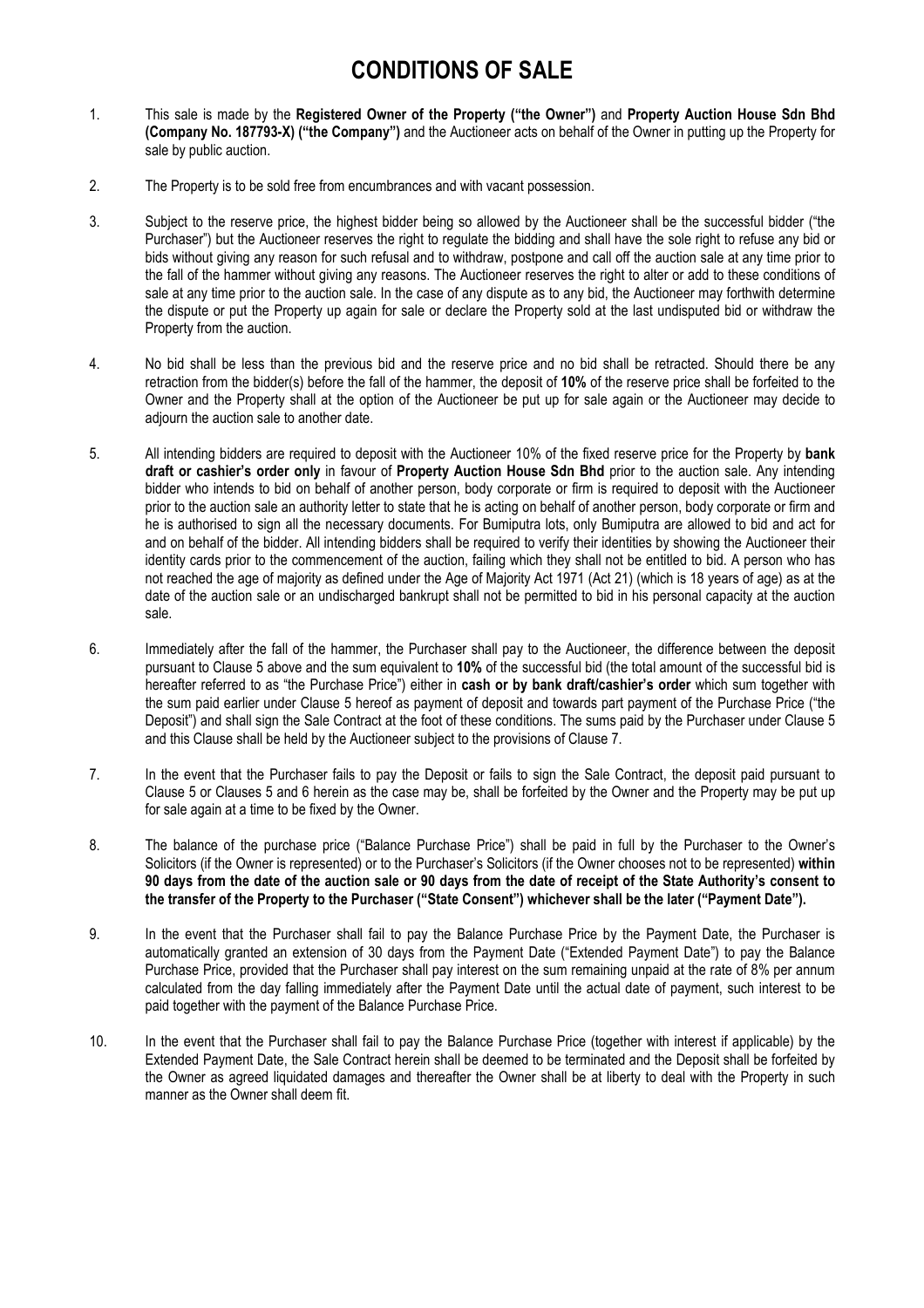# CONDITIONS OF SALE

1. This sale is made by the **Registered Owner of the Property ("the Owner")** and **Property Auction House Sdn Bhd (Company No. 187793-X) ("the Company")** and the Auctioneer acts on behalf of the Owner in putting up the Property for sale by public auction.

2. The Property is to be sold free from encumbrances and with vacant possession.

3. Subject to the reserve price, the highest bidder being so allowed by the Auctioneer shall be the successful bidder ("the Purchaser") but the Auctioneer reserves the right to regulate the bidding and shall have the sole right to refuse any bid or bids without giving any reason for such refusal and to withdraw, postpone and call off the auction sale at any time prior to the fall of the hammer without giving any reasons. The Auctioneer reserves the right to alter or add to these conditions of sale at any time prior to the auction sale. In the case of any dispute as to any bid, the Auctioneer may forthwith determine the dispute or put the Property up again for sale or declare the Property sold at the last undisputed bid or withdraw the Property from the auction.

4. No bid shall be less than the previous bid and the reserve price and no bid shall be retracted. Should there be any retraction from the bidder(s) before the fall of the hammer, the deposit of **10%** of the reserve price shall be forfeited to the Owner and the Property shall at the option of the Auctioneer be put up for sale again or the Auctioneer may decide to adjourn the auction sale to another date.

5. All intending bidders are required to deposit with the Auctioneer 10% of the fixed reserve price for the Property by **bank draft or cashier's order only** in favour of **Property Auction House Sdn Bhd** prior to the auction sale. Any intending bidder who intends to bid on behalf of another person, body corporate or firm is required to deposit with the Auctioneer prior to the auction sale an authority letter to state that he is acting on behalf of another person, body corporate or firm and he is authorised to sign all the necessary documents. For Bumiputra lots, only Bumiputra are allowed to bid and act for and on behalf of the bidder. All intending bidders shall be required to verify their identities by showing the Auctioneer their identity cards prior to the commencement of the auction, failing which they shall not be entitled to bid. A person who has not reached the age of majority as defined under the Age of Majority Act 1971 (Act 21) (which is 18 years of age) as at the date of the auction sale or an undischarged bankrupt shall not be permitted to bid in his personal capacity at the auction sale.

6. Immediately after the fall of the hammer, the Purchaser shall pay to the Auctioneer, the difference between the deposit pursuant to Clause 5 above and the sum equivalent to **10%** of the successful bid (the total amount of the successful bid is hereafter referred to as "the Purchase Price") either in **cash or by bank draft/cashier's order** which sum together with the sum paid earlier under Clause 5 hereof as payment of deposit and towards part payment of the Purchase Price ("the Deposit") and shall sign the Sale Contract at the foot of these conditions. The sums paid by the Purchaser under Clause 5 and this Clause shall be held by the Auctioneer subject to the provisions of Clause 7.

7. In the event that the Purchaser fails to pay the Deposit or fails to sign the Sale Contract, the deposit paid pursuant to Clause 5 or Clauses 5 and 6 herein as the case may be, shall be forfeited by the Owner and the Property may be put up for sale again at a time to be fixed by the Owner.

8. The balance of the purchase price ("Balance Purchase Price") shall be paid in full by the Purchaser to the Owner's Solicitors (if the Owner is represented) or to the Purchaser's Solicitors (if the Owner chooses not to be represented) **within 90 days from the date of the auction sale or 90 days from the date of receipt of the State Authority's consent to the transfer of the Property to the Purchaser ("State Consent") whichever shall be the later ("Payment Date").**

9. In the event that the Purchaser shall fail to pay the Balance Purchase Price by the Payment Date, the Purchaser is automatically granted an extension of 30 days from the Payment Date ("Extended Payment Date") to pay the Balance Purchase Price, provided that the Purchaser shall pay interest on the sum remaining unpaid at the rate of 8% per annum calculated from the day falling immediately after the Payment Date until the actual date of payment, such interest to be paid together with the payment of the Balance Purchase Price.

10. In the event that the Purchaser shall fail to pay the Balance Purchase Price (together with interest if applicable) by the Extended Payment Date, the Sale Contract herein shall be deemed to be terminated and the Deposit shall be forfeited by the Owner as agreed liquidated damages and thereafter the Owner shall be at liberty to deal with the Property in such manner as the Owner shall deem fit.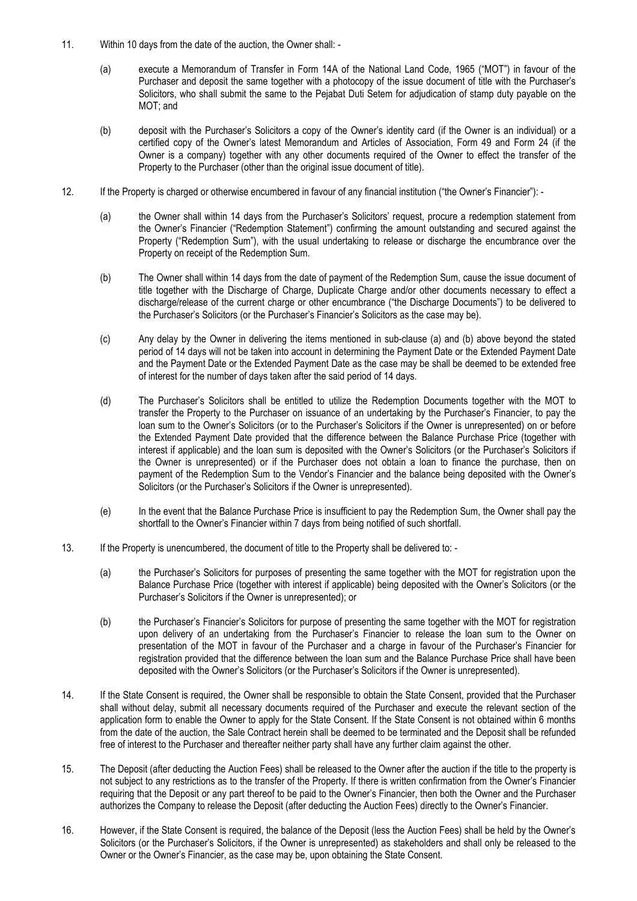11. Within 10 days from the date of the auction, the Owner shall: -

    (a) execute a Memorandum of Transfer in Form 14A of the National Land Code, 1965 ("MOT") in favour of the Purchaser and deposit the same together with a photocopy of the issue document of title with the Purchaser's Solicitors, who shall submit the same to the Pejabat Duti Setem for adjudication of stamp duty payable on the MOT; and

    (b) deposit with the Purchaser's Solicitors a copy of the Owner's identity card (if the Owner is an individual) or a certified copy of the Owner's latest Memorandum and Articles of Association, Form 49 and Form 24 (if the Owner is a company) together with any other documents required of the Owner to effect the transfer of the Property to the Purchaser (other than the original issue document of title).

12. If the Property is charged or otherwise encumbered in favour of any financial institution ("the Owner's Financier"): -

    (a) the Owner shall within 14 days from the Purchaser's Solicitors' request, procure a redemption statement from the Owner's Financier ("Redemption Statement") confirming the amount outstanding and secured against the Property ("Redemption Sum"), with the usual undertaking to release or discharge the encumbrance over the Property on receipt of the Redemption Sum.

    (b) The Owner shall within 14 days from the date of payment of the Redemption Sum, cause the issue document of title together with the Discharge of Charge, Duplicate Charge and/or other documents necessary to effect a discharge/release of the current charge or other encumbrance ("the Discharge Documents") to be delivered to the Purchaser's Solicitors (or the Purchaser's Financier's Solicitors as the case may be).

    (c) Any delay by the Owner in delivering the items mentioned in sub-clause (a) and (b) above beyond the stated period of 14 days will not be taken into account in determining the Payment Date or the Extended Payment Date and the Payment Date or the Extended Payment Date as the case may be shall be deemed to be extended free of interest for the number of days taken after the said period of 14 days.

    (d) The Purchaser's Solicitors shall be entitled to utilize the Redemption Documents together with the MOT to transfer the Property to the Purchaser on issuance of an undertaking by the Purchaser's Financier, to pay the loan sum to the Owner's Solicitors (or to the Purchaser's Solicitors if the Owner is unrepresented) on or before the Extended Payment Date provided that the difference between the Balance Purchase Price (together with interest if applicable) and the loan sum is deposited with the Owner's Solicitors (or the Purchaser's Solicitors if the Owner is unrepresented) or if the Purchaser does not obtain a loan to finance the purchase, then on payment of the Redemption Sum to the Vendor's Financier and the balance being deposited with the Owner's Solicitors (or the Purchaser's Solicitors if the Owner is unrepresented).

    (e) In the event that the Balance Purchase Price is insufficient to pay the Redemption Sum, the Owner shall pay the shortfall to the Owner's Financier within 7 days from being notified of such shortfall.

13. If the Property is unencumbered, the document of title to the Property shall be delivered to: -

    (a) the Purchaser's Solicitors for purposes of presenting the same together with the MOT for registration upon the Balance Purchase Price (together with interest if applicable) being deposited with the Owner's Solicitors (or the Purchaser's Solicitors if the Owner is unrepresented); or

    (b) the Purchaser's Financier's Solicitors for purpose of presenting the same together with the MOT for registration upon delivery of an undertaking from the Purchaser's Financier to release the loan sum to the Owner on presentation of the MOT in favour of the Purchaser and a charge in favour of the Purchaser's Financier for registration provided that the difference between the loan sum and the Balance Purchase Price shall have been deposited with the Owner's Solicitors (or the Purchaser's Solicitors if the Owner is unrepresented).

14. If the State Consent is required, the Owner shall be responsible to obtain the State Consent, provided that the Purchaser shall without delay, submit all necessary documents required of the Purchaser and execute the relevant section of the application form to enable the Owner to apply for the State Consent. If the State Consent is not obtained within 6 months from the date of the auction, the Sale Contract herein shall be deemed to be terminated and the Deposit shall be refunded free of interest to the Purchaser and thereafter neither party shall have any further claim against the other.

15. The Deposit (after deducting the Auction Fees) shall be released to the Owner after the auction if the title to the property is not subject to any restrictions as to the transfer of the Property. If there is written confirmation from the Owner's Financier requiring that the Deposit or any part thereof to be paid to the Owner's Financier, then both the Owner and the Purchaser authorizes the Company to release the Deposit (after deducting the Auction Fees) directly to the Owner's Financier.

16. However, if the State Consent is required, the balance of the Deposit (less the Auction Fees) shall be held by the Owner's Solicitors (or the Purchaser's Solicitors, if the Owner is unrepresented) as stakeholders and shall only be released to the Owner or the Owner's Financier, as the case may be, upon obtaining the State Consent.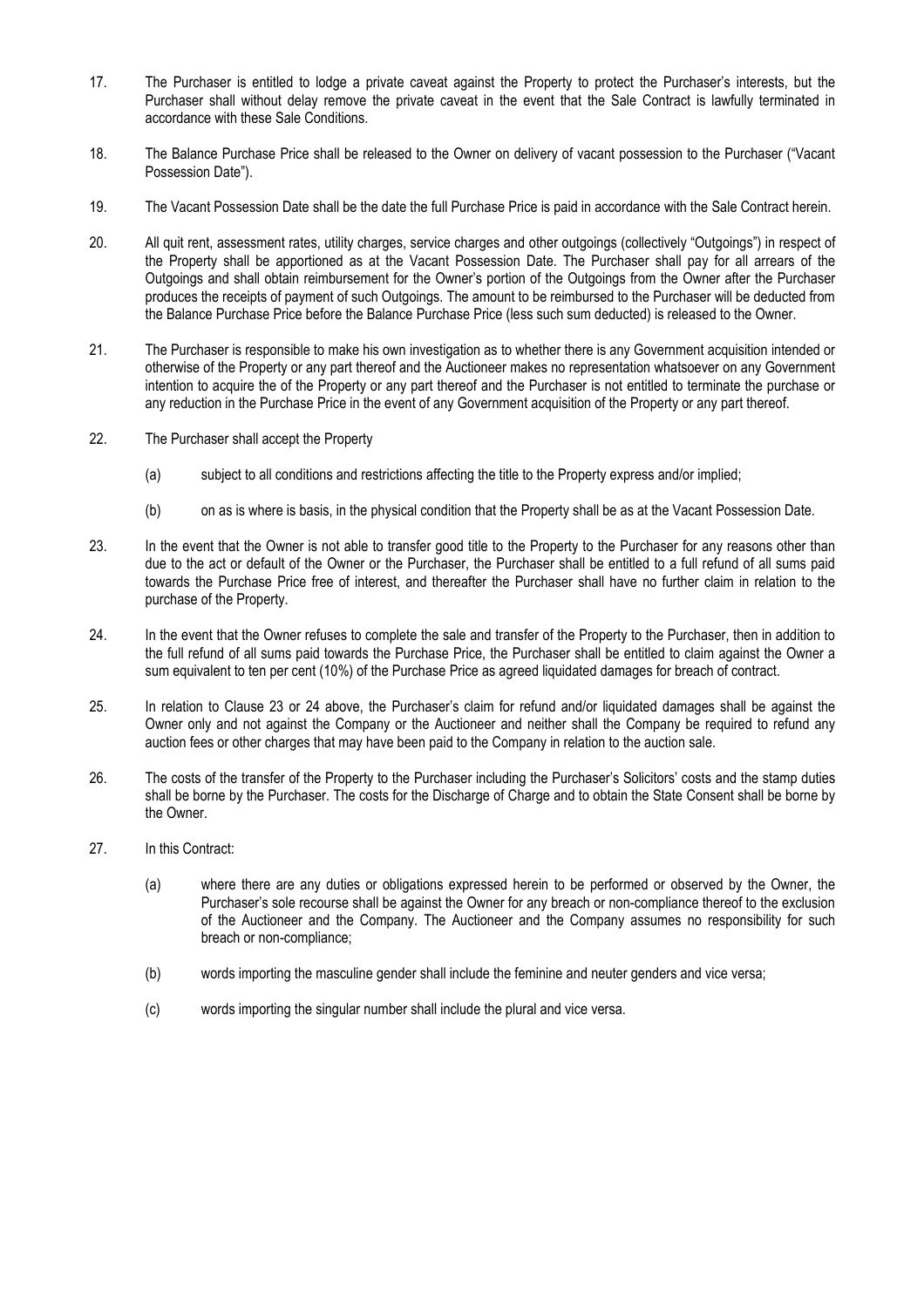17. The Purchaser is entitled to lodge a private caveat against the Property to protect the Purchaser's interests, but the Purchaser shall without delay remove the private caveat in the event that the Sale Contract is lawfully terminated in accordance with these Sale Conditions.

18. The Balance Purchase Price shall be released to the Owner on delivery of vacant possession to the Purchaser ("Vacant Possession Date").

19. The Vacant Possession Date shall be the date the full Purchase Price is paid in accordance with the Sale Contract herein.

20. All quit rent, assessment rates, utility charges, service charges and other outgoings (collectively "Outgoings") in respect of the Property shall be apportioned as at the Vacant Possession Date. The Purchaser shall pay for all arrears of the Outgoings and shall obtain reimbursement for the Owner's portion of the Outgoings from the Owner after the Purchaser produces the receipts of payment of such Outgoings. The amount to be reimbursed to the Purchaser will be deducted from the Balance Purchase Price before the Balance Purchase Price (less such sum deducted) is released to the Owner.

21. The Purchaser is responsible to make his own investigation as to whether there is any Government acquisition intended or otherwise of the Property or any part thereof and the Auctioneer makes no representation whatsoever on any Government intention to acquire the of the Property or any part thereof and the Purchaser is not entitled to terminate the purchase or any reduction in the Purchase Price in the event of any Government acquisition of the Property or any part thereof.

22. The Purchaser shall accept the Property

    (a) subject to all conditions and restrictions affecting the title to the Property express and/or implied;

    (b) on as is where is basis, in the physical condition that the Property shall be as at the Vacant Possession Date.

23. In the event that the Owner is not able to transfer good title to the Property to the Purchaser for any reasons other than due to the act or default of the Owner or the Purchaser, the Purchaser shall be entitled to a full refund of all sums paid towards the Purchase Price free of interest, and thereafter the Purchaser shall have no further claim in relation to the purchase of the Property.

24. In the event that the Owner refuses to complete the sale and transfer of the Property to the Purchaser, then in addition to the full refund of all sums paid towards the Purchase Price, the Purchaser shall be entitled to claim against the Owner a sum equivalent to ten per cent (10%) of the Purchase Price as agreed liquidated damages for breach of contract.

25. In relation to Clause 23 or 24 above, the Purchaser's claim for refund and/or liquidated damages shall be against the Owner only and not against the Company or the Auctioneer and neither shall the Company be required to refund any auction fees or other charges that may have been paid to the Company in relation to the auction sale.

26. The costs of the transfer of the Property to the Purchaser including the Purchaser's Solicitors' costs and the stamp duties shall be borne by the Purchaser. The costs for the Discharge of Charge and to obtain the State Consent shall be borne by the Owner.

27. In this Contract:

    (a) where there are any duties or obligations expressed herein to be performed or observed by the Owner, the Purchaser's sole recourse shall be against the Owner for any breach or non-compliance thereof to the exclusion of the Auctioneer and the Company. The Auctioneer and the Company assumes no responsibility for such breach or non-compliance;

    (b) words importing the masculine gender shall include the feminine and neuter genders and vice versa;

    (c) words importing the singular number shall include the plural and vice versa.